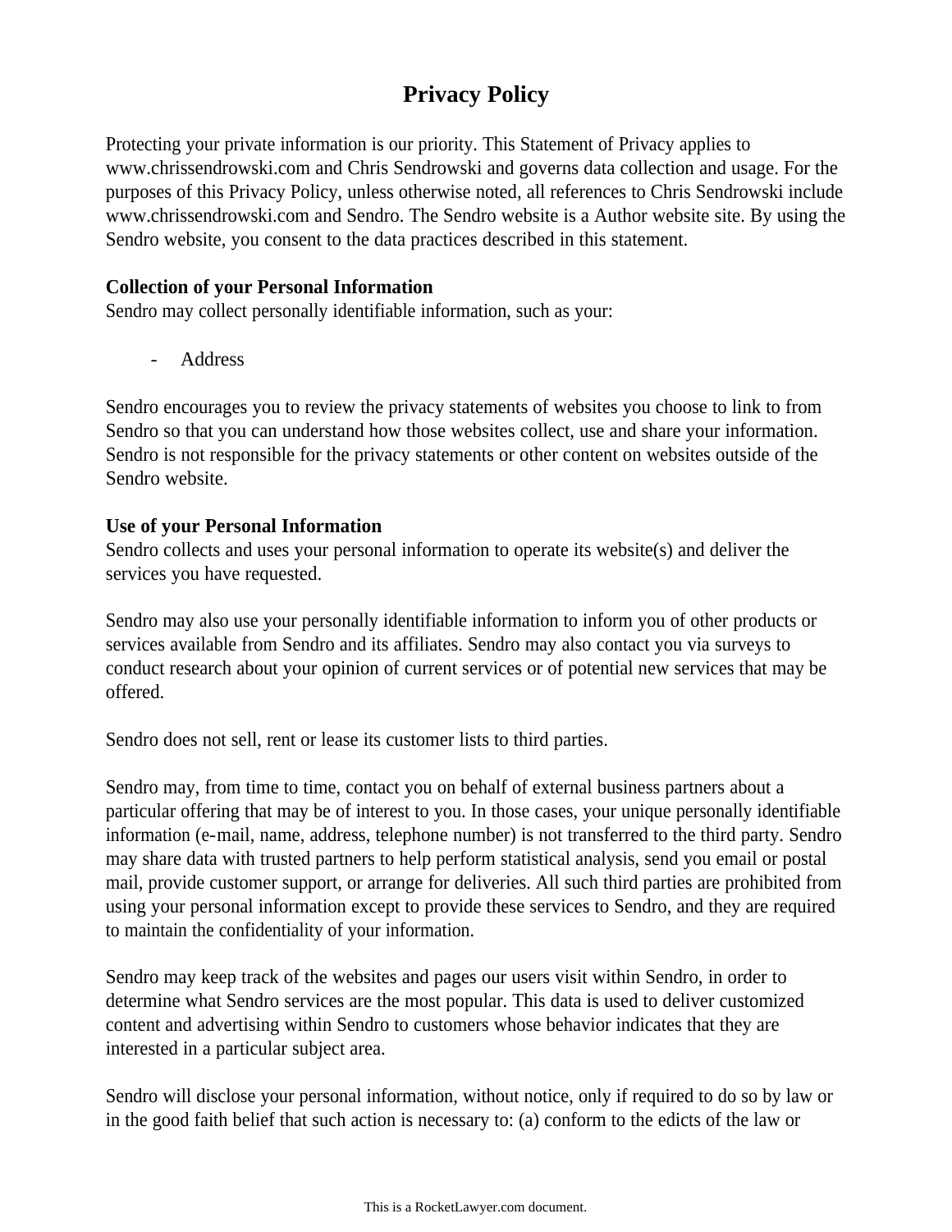# Privacy Policy

Protecting your private information is our priority. This Statement of Privacy applies to www.chrissendrowski.com and Chris Sendrowski and governs data collection and usage. For the purposes of this Privacy Policy, unless otherwise noted, all references to Chris Sendrowski include www.chrissendrowski.com and Sendro. The Sendro website is a Author website site. By using the Sendro website, you consent to the data practices described in this statement.

**Collection of your Personal Information**
Sendro may collect personally identifiable information, such as your:

- Address

Sendro encourages you to review the privacy statements of websites you choose to link to from Sendro so that you can understand how those websites collect, use and share your information. Sendro is not responsible for the privacy statements or other content on websites outside of the Sendro website.

**Use of your Personal Information**
Sendro collects and uses your personal information to operate its website(s) and deliver the services you have requested.

Sendro may also use your personally identifiable information to inform you of other products or services available from Sendro and its affiliates. Sendro may also contact you via surveys to conduct research about your opinion of current services or of potential new services that may be offered.

Sendro does not sell, rent or lease its customer lists to third parties.

Sendro may, from time to time, contact you on behalf of external business partners about a particular offering that may be of interest to you. In those cases, your unique personally identifiable information (e-mail, name, address, telephone number) is not transferred to the third party. Sendro may share data with trusted partners to help perform statistical analysis, send you email or postal mail, provide customer support, or arrange for deliveries. All such third parties are prohibited from using your personal information except to provide these services to Sendro, and they are required to maintain the confidentiality of your information.

Sendro may keep track of the websites and pages our users visit within Sendro, in order to determine what Sendro services are the most popular. This data is used to deliver customized content and advertising within Sendro to customers whose behavior indicates that they are interested in a particular subject area.

Sendro will disclose your personal information, without notice, only if required to do so by law or in the good faith belief that such action is necessary to: (a) conform to the edicts of the law or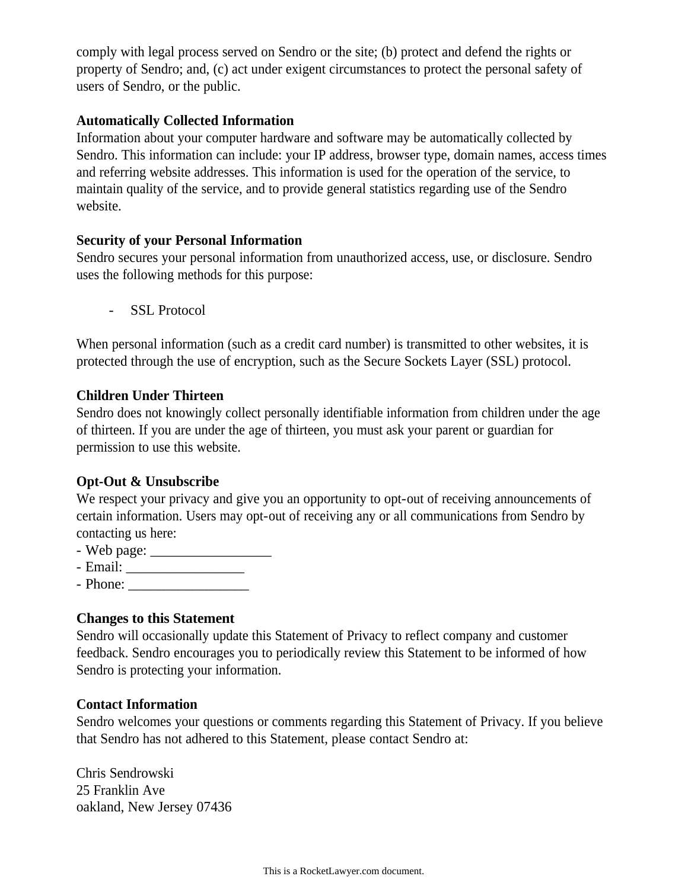comply with legal process served on Sendro or the site; (b) protect and defend the rights or property of Sendro; and, (c) act under exigent circumstances to protect the personal safety of users of Sendro, or the public.

**Automatically Collected Information**
Information about your computer hardware and software may be automatically collected by Sendro. This information can include: your IP address, browser type, domain names, access times and referring website addresses. This information is used for the operation of the service, to maintain quality of the service, and to provide general statistics regarding use of the Sendro website.

**Security of your Personal Information**
Sendro secures your personal information from unauthorized access, use, or disclosure. Sendro uses the following methods for this purpose:

- SSL Protocol

When personal information (such as a credit card number) is transmitted to other websites, it is protected through the use of encryption, such as the Secure Sockets Layer (SSL) protocol.

**Children Under Thirteen**
Sendro does not knowingly collect personally identifiable information from children under the age of thirteen. If you are under the age of thirteen, you must ask your parent or guardian for permission to use this website.

**Opt-Out & Unsubscribe**
We respect your privacy and give you an opportunity to opt-out of receiving announcements of certain information. Users may opt-out of receiving any or all communications from Sendro by contacting us here:
- Web page: _________________
- Email: _________________
- Phone: _________________

**Changes to this Statement**
Sendro will occasionally update this Statement of Privacy to reflect company and customer feedback. Sendro encourages you to periodically review this Statement to be informed of how Sendro is protecting your information.

**Contact Information**
Sendro welcomes your questions or comments regarding this Statement of Privacy. If you believe that Sendro has not adhered to this Statement, please contact Sendro at:

Chris Sendrowski
25 Franklin Ave
oakland, New Jersey 07436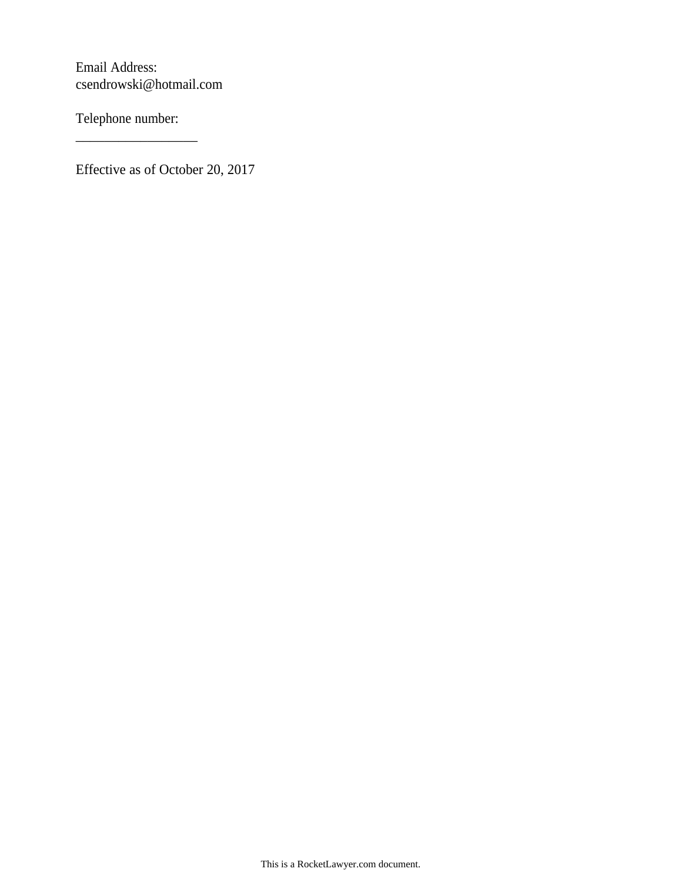Email Address:
csendrowski@hotmail.com

Telephone number:
__________________

Effective as of October 20, 2017